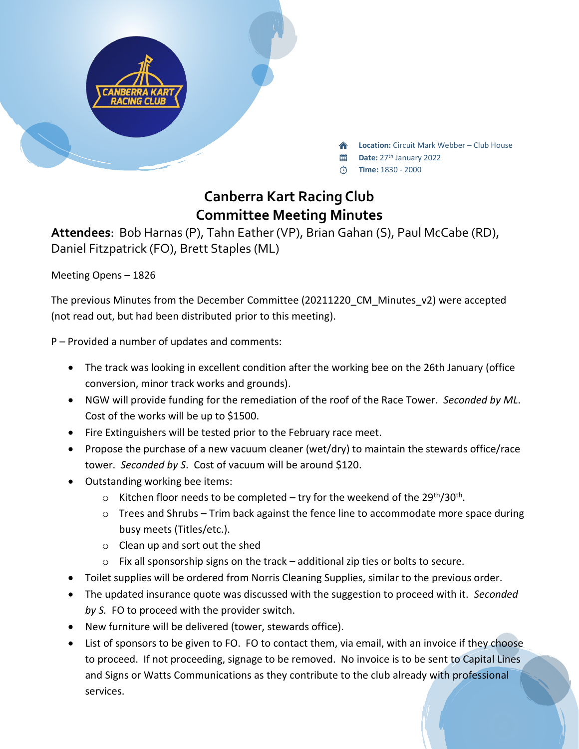**Location:** Circuit Mark Webber – Club House
**Date:** 27th January 2022
**Time:** 1830 - 2000

# Canberra Kart Racing Club
## Committee Meeting Minutes

**Attendees**: Bob Harnas (P), Tahn Eather (VP), Brian Gahan (S), Paul McCabe (RD), Daniel Fitzpatrick (FO), Brett Staples (ML)

Meeting Opens – 1826

The previous Minutes from the December Committee (20211220_CM_Minutes_v2) were accepted (not read out, but had been distributed prior to this meeting).

P – Provided a number of updates and comments:

- The track was looking in excellent condition after the working bee on the 26th January (office conversion, minor track works and grounds).
- NGW will provide funding for the remediation of the roof of the Race Tower. *Seconded by ML*. Cost of the works will be up to $1500.
- Fire Extinguishers will be tested prior to the February race meet.
- Propose the purchase of a new vacuum cleaner (wet/dry) to maintain the stewards office/race tower. *Seconded by S*. Cost of vacuum will be around $120.
- Outstanding working bee items:
  - Kitchen floor needs to be completed – try for the weekend of the 29th/30th.
  - Trees and Shrubs – Trim back against the fence line to accommodate more space during busy meets (Titles/etc.).
  - Clean up and sort out the shed
  - Fix all sponsorship signs on the track – additional zip ties or bolts to secure.
- Toilet supplies will be ordered from Norris Cleaning Supplies, similar to the previous order.
- The updated insurance quote was discussed with the suggestion to proceed with it. *Seconded by S*. FO to proceed with the provider switch.
- New furniture will be delivered (tower, stewards office).
- List of sponsors to be given to FO. FO to contact them, via email, with an invoice if they choose to proceed. If not proceeding, signage to be removed. No invoice is to be sent to Capital Lines and Signs or Watts Communications as they contribute to the club already with professional services.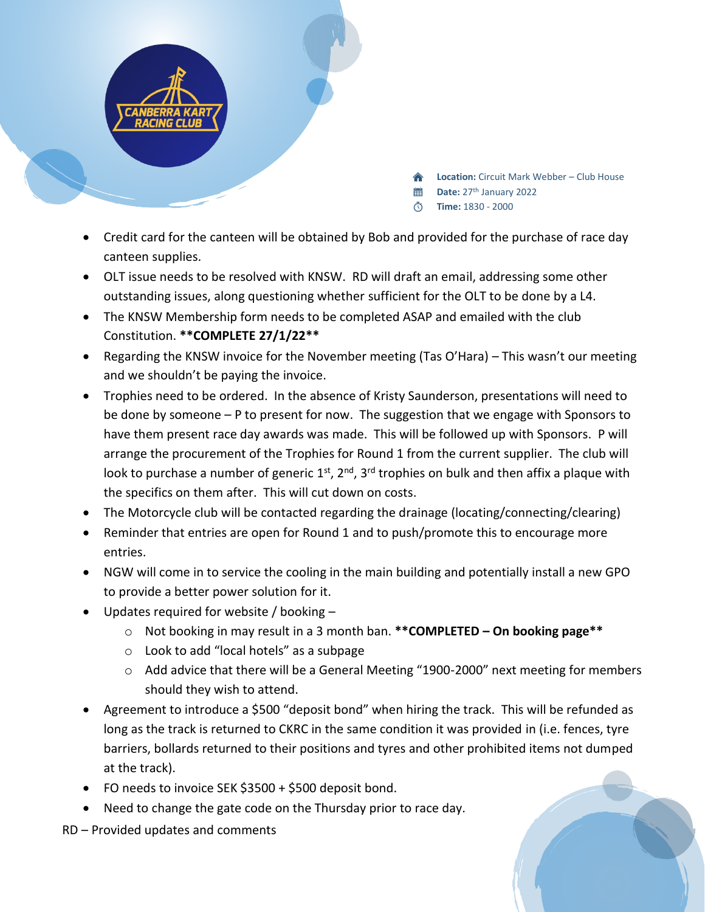- **Location:** Circuit Mark Webber – Club House
- **Date:** 27th January 2022
- **Time:** 1830 - 2000

- Credit card for the canteen will be obtained by Bob and provided for the purchase of race day canteen supplies.
- OLT issue needs to be resolved with KNSW. RD will draft an email, addressing some other outstanding issues, along questioning whether sufficient for the OLT to be done by a L4.
- The KNSW Membership form needs to be completed ASAP and emailed with the club Constitution. **\*\*COMPLETE 27/1/22\*\***
- Regarding the KNSW invoice for the November meeting (Tas O'Hara) – This wasn't our meeting and we shouldn't be paying the invoice.
- Trophies need to be ordered. In the absence of Kristy Saunderson, presentations will need to be done by someone – P to present for now. The suggestion that we engage with Sponsors to have them present race day awards was made. This will be followed up with Sponsors. P will arrange the procurement of the Trophies for Round 1 from the current supplier. The club will look to purchase a number of generic 1st, 2nd, 3rd trophies on bulk and then affix a plaque with the specifics on them after. This will cut down on costs.
- The Motorcycle club will be contacted regarding the drainage (locating/connecting/clearing)
- Reminder that entries are open for Round 1 and to push/promote this to encourage more entries.
- NGW will come in to service the cooling in the main building and potentially install a new GPO to provide a better power solution for it.
- Updates required for website / booking –
  - Not booking in may result in a 3 month ban. **\*\*COMPLETED – On booking page\*\***
  - Look to add "local hotels" as a subpage
  - Add advice that there will be a General Meeting "1900-2000" next meeting for members should they wish to attend.
- Agreement to introduce a $500 "deposit bond" when hiring the track. This will be refunded as long as the track is returned to CKRC in the same condition it was provided in (i.e. fences, tyre barriers, bollards returned to their positions and tyres and other prohibited items not dumped at the track).
- FO needs to invoice SEK $3500 + $500 deposit bond.
- Need to change the gate code on the Thursday prior to race day.

RD – Provided updates and comments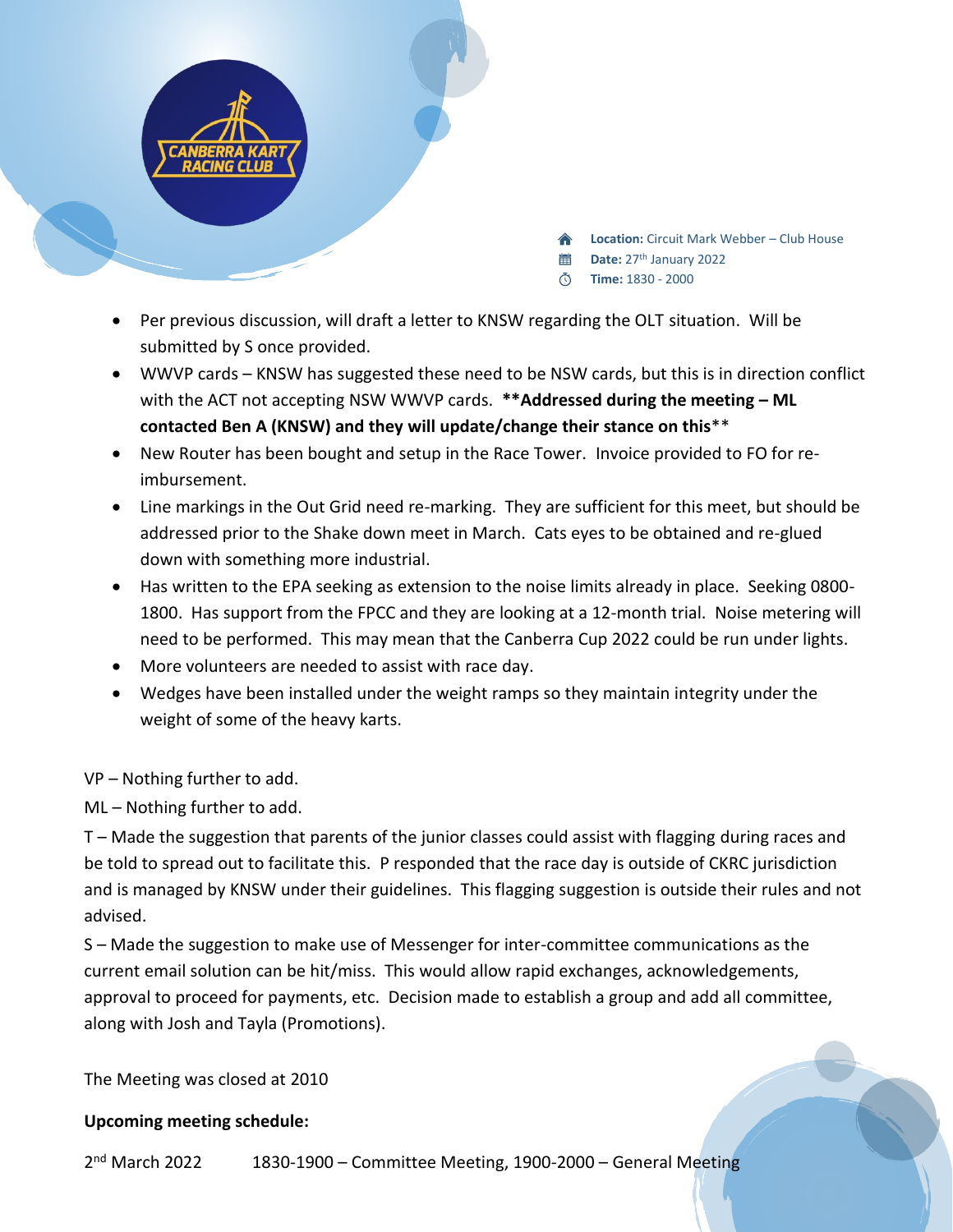- **Location:** Circuit Mark Webber – Club House
- **Date:** 27th January 2022
- **Time:** 1830 - 2000

- Per previous discussion, will draft a letter to KNSW regarding the OLT situation. Will be submitted by S once provided.
- WWVP cards – KNSW has suggested these need to be NSW cards, but this is in direction conflict with the ACT not accepting NSW WWVP cards. ****Addressed during the meeting – ML contacted Ben A (KNSW) and they will update/change their stance on this****
- New Router has been bought and setup in the Race Tower. Invoice provided to FO for re-imbursement.
- Line markings in the Out Grid need re-marking. They are sufficient for this meet, but should be addressed prior to the Shake down meet in March. Cats eyes to be obtained and re-glued down with something more industrial.
- Has written to the EPA seeking as extension to the noise limits already in place. Seeking 0800-1800. Has support from the FPCC and they are looking at a 12-month trial. Noise metering will need to be performed. This may mean that the Canberra Cup 2022 could be run under lights.
- More volunteers are needed to assist with race day.
- Wedges have been installed under the weight ramps so they maintain integrity under the weight of some of the heavy karts.

VP – Nothing further to add.

ML – Nothing further to add.

T – Made the suggestion that parents of the junior classes could assist with flagging during races and be told to spread out to facilitate this. P responded that the race day is outside of CKRC jurisdiction and is managed by KNSW under their guidelines. This flagging suggestion is outside their rules and not advised.

S – Made the suggestion to make use of Messenger for inter-committee communications as the current email solution can be hit/miss. This would allow rapid exchanges, acknowledgements, approval to proceed for payments, etc. Decision made to establish a group and add all committee, along with Josh and Tayla (Promotions).

The Meeting was closed at 2010

**Upcoming meeting schedule:**

2nd March 2022 — 1830-1900 – Committee Meeting, 1900-2000 – General Meeting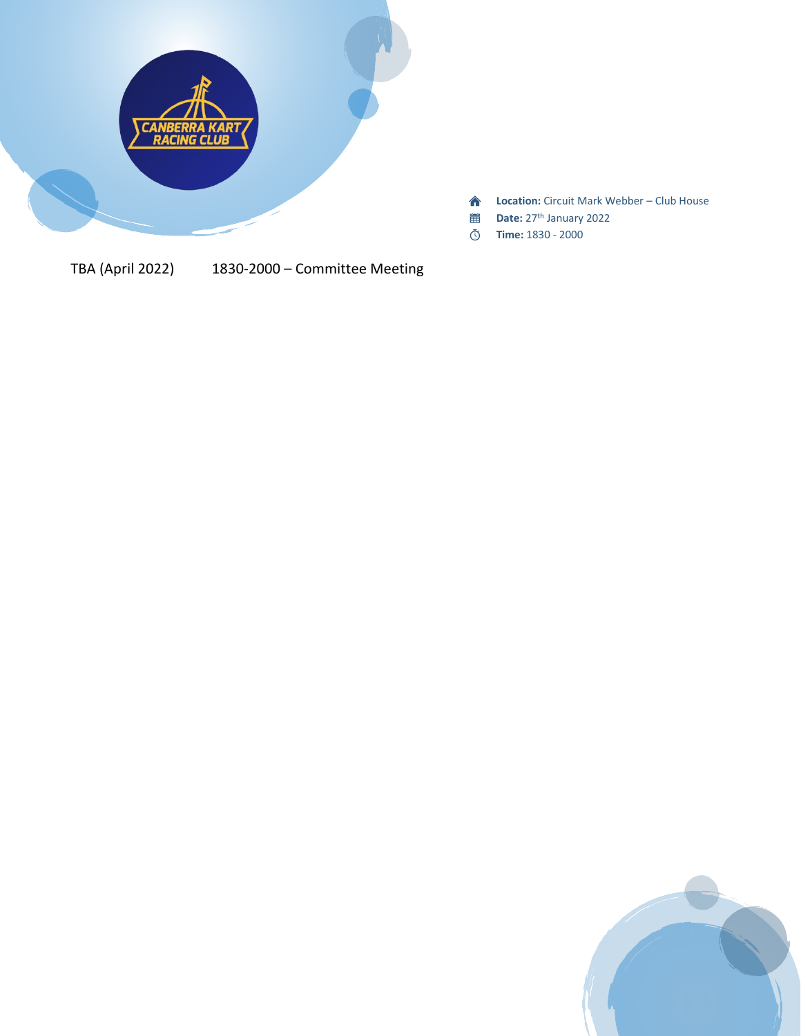CANBERRA KART RACING CLUB

**Location:** Circuit Mark Webber – Club House
**Date:** 27th January 2022
**Time:** 1830 - 2000

TBA (April 2022) 1830-2000 – Committee Meeting